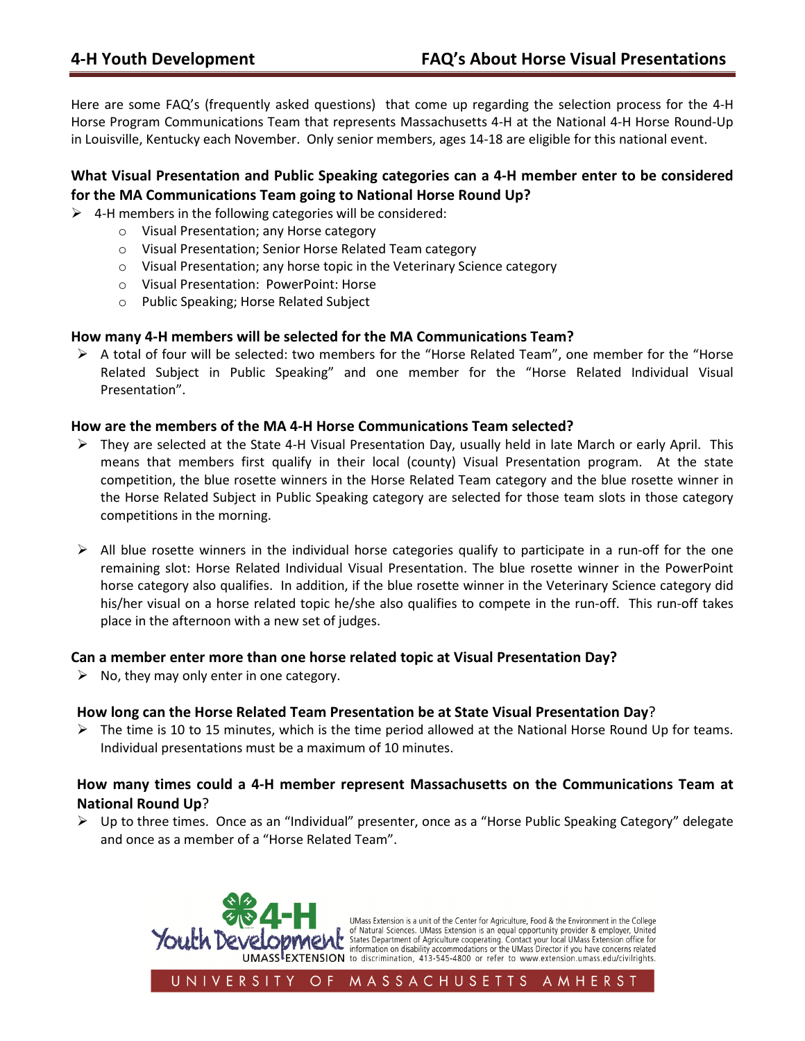# 4-H Youth Development — FAQ's About Horse Visual Presentations

Here are some FAQ's (frequently asked questions) that come up regarding the selection process for the 4-H Horse Program Communications Team that represents Massachusetts 4-H at the National 4-H Horse Round-Up in Louisville, Kentucky each November. Only senior members, ages 14-18 are eligible for this national event.

### What Visual Presentation and Public Speaking categories can a 4-H member enter to be considered for the MA Communications Team going to National Horse Round Up?

- 4-H members in the following categories will be considered:
  - Visual Presentation; any Horse category
  - Visual Presentation; Senior Horse Related Team category
  - Visual Presentation; any horse topic in the Veterinary Science category
  - Visual Presentation: PowerPoint: Horse
  - Public Speaking; Horse Related Subject

### How many 4-H members will be selected for the MA Communications Team?

- A total of four will be selected: two members for the "Horse Related Team", one member for the "Horse Related Subject in Public Speaking" and one member for the "Horse Related Individual Visual Presentation".

### How are the members of the MA 4-H Horse Communications Team selected?

- They are selected at the State 4-H Visual Presentation Day, usually held in late March or early April. This means that members first qualify in their local (county) Visual Presentation program. At the state competition, the blue rosette winners in the Horse Related Team category and the blue rosette winner in the Horse Related Subject in Public Speaking category are selected for those team slots in those category competitions in the morning.
- All blue rosette winners in the individual horse categories qualify to participate in a run-off for the one remaining slot: Horse Related Individual Visual Presentation. The blue rosette winner in the PowerPoint horse category also qualifies. In addition, if the blue rosette winner in the Veterinary Science category did his/her visual on a horse related topic he/she also qualifies to compete in the run-off. This run-off takes place in the afternoon with a new set of judges.

### Can a member enter more than one horse related topic at Visual Presentation Day?

- No, they may only enter in one category.

### How long can the Horse Related Team Presentation be at State Visual Presentation Day?

- The time is 10 to 15 minutes, which is the time period allowed at the National Horse Round Up for teams. Individual presentations must be a maximum of 10 minutes.

### How many times could a 4-H member represent Massachusetts on the Communications Team at National Round Up?

- Up to three times. Once as an "Individual" presenter, once as a "Horse Public Speaking Category" delegate and once as a member of a "Horse Related Team".

4-H Youth Development UMASS EXTENSION

UMass Extension is a unit of the Center for Agriculture, Food & the Environment in the College of Natural Sciences. UMass Extension is an equal opportunity provider & employer, United States Department of Agriculture cooperating. Contact your local UMass Extension office for information on disability accommodations or the UMass Director if you have concerns related to discrimination, 413-545-4800 or refer to www.extension.umass.edu/civilrights.

UNIVERSITY OF MASSACHUSETTS AMHERST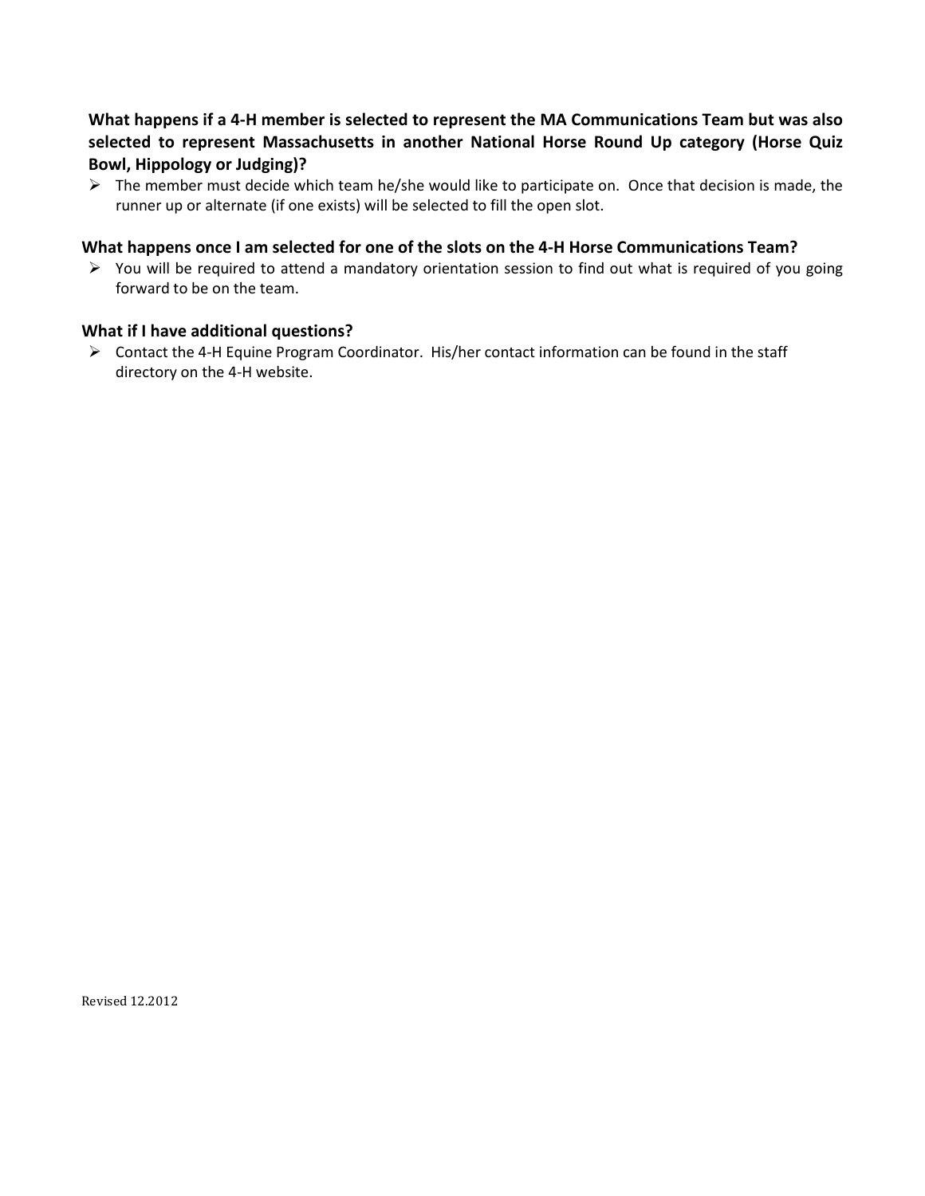**What happens if a 4-H member is selected to represent the MA Communications Team but was also selected to represent Massachusetts in another National Horse Round Up category (Horse Quiz Bowl, Hippology or Judging)?**

- The member must decide which team he/she would like to participate on. Once that decision is made, the runner up or alternate (if one exists) will be selected to fill the open slot.

**What happens once I am selected for one of the slots on the 4-H Horse Communications Team?**

- You will be required to attend a mandatory orientation session to find out what is required of you going forward to be on the team.

**What if I have additional questions?**

- Contact the 4-H Equine Program Coordinator. His/her contact information can be found in the staff directory on the 4-H website.

Revised 12.2012